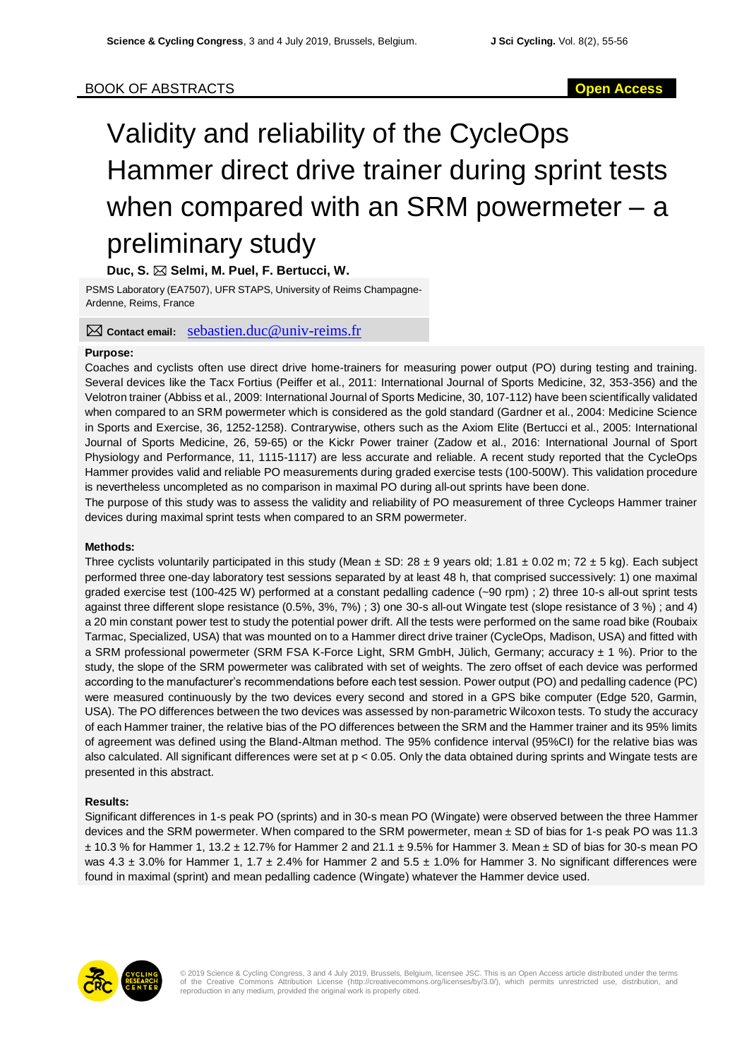BOOK OF ABSTRACTS

Open Access

# Validity and reliability of the CycleOps Hammer direct drive trainer during sprint tests when compared with an SRM powermeter – a preliminary study

**Duc, S. ✉ Selmi, M. Puel, F. Bertucci, W.**

PSMS Laboratory (EA7507), UFR STAPS, University of Reims Champagne-Ardenne, Reims, France

✉ **Contact email:** sebastien.duc@univ-reims.fr

### Purpose:

Coaches and cyclists often use direct drive home-trainers for measuring power output (PO) during testing and training. Several devices like the Tacx Fortius (Peiffer et al., 2011: International Journal of Sports Medicine, 32, 353-356) and the Velotron trainer (Abbiss et al., 2009: International Journal of Sports Medicine, 30, 107-112) have been scientifically validated when compared to an SRM powermeter which is considered as the gold standard (Gardner et al., 2004: Medicine Science in Sports and Exercise, 36, 1252-1258). Contrarywise, others such as the Axiom Elite (Bertucci et al., 2005: International Journal of Sports Medicine, 26, 59-65) or the Kickr Power trainer (Zadow et al., 2016: International Journal of Sport Physiology and Performance, 11, 1115-1117) are less accurate and reliable. A recent study reported that the CycleOps Hammer provides valid and reliable PO measurements during graded exercise tests (100-500W). This validation procedure is nevertheless uncompleted as no comparison in maximal PO during all-out sprints have been done.

The purpose of this study was to assess the validity and reliability of PO measurement of three Cycleops Hammer trainer devices during maximal sprint tests when compared to an SRM powermeter.

### Methods:

Three cyclists voluntarily participated in this study (Mean ± SD: 28 ± 9 years old; 1.81 ± 0.02 m; 72 ± 5 kg). Each subject performed three one-day laboratory test sessions separated by at least 48 h, that comprised successively: 1) one maximal graded exercise test (100-425 W) performed at a constant pedalling cadence (~90 rpm) ; 2) three 10-s all-out sprint tests against three different slope resistance (0.5%, 3%, 7%) ; 3) one 30-s all-out Wingate test (slope resistance of 3 %) ; and 4) a 20 min constant power test to study the potential power drift. All the tests were performed on the same road bike (Roubaix Tarmac, Specialized, USA) that was mounted on to a Hammer direct drive trainer (CycleOps, Madison, USA) and fitted with a SRM professional powermeter (SRM FSA K-Force Light, SRM GmbH, Jülich, Germany; accuracy ± 1 %). Prior to the study, the slope of the SRM powermeter was calibrated with set of weights. The zero offset of each device was performed according to the manufacturer's recommendations before each test session. Power output (PO) and pedalling cadence (PC) were measured continuously by the two devices every second and stored in a GPS bike computer (Edge 520, Garmin, USA). The PO differences between the two devices was assessed by non-parametric Wilcoxon tests. To study the accuracy of each Hammer trainer, the relative bias of the PO differences between the SRM and the Hammer trainer and its 95% limits of agreement was defined using the Bland-Altman method. The 95% confidence interval (95%CI) for the relative bias was also calculated. All significant differences were set at $p < 0.05$. Only the data obtained during sprints and Wingate tests are presented in this abstract.

### Results:

Significant differences in 1-s peak PO (sprints) and in 30-s mean PO (Wingate) were observed between the three Hammer devices and the SRM powermeter. When compared to the SRM powermeter, mean ± SD of bias for 1-s peak PO was 11.3 ± 10.3 % for Hammer 1, 13.2 ± 12.7% for Hammer 2 and 21.1 ± 9.5% for Hammer 3. Mean ± SD of bias for 30-s mean PO was 4.3 ± 3.0% for Hammer 1, 1.7 ± 2.4% for Hammer 2 and 5.5 ± 1.0% for Hammer 3. No significant differences were found in maximal (sprint) and mean pedalling cadence (Wingate) whatever the Hammer device used.

© 2019 Science & Cycling Congress, 3 and 4 July 2019, Brussels, Belgium, licensee JSC. This is an Open Access article distributed under the terms of the Creative Commons Attribution License (http://creativecommons.org/licenses/by/3.0/), which permits unrestricted use, distribution, and reproduction in any medium, provided the original work is properly cited.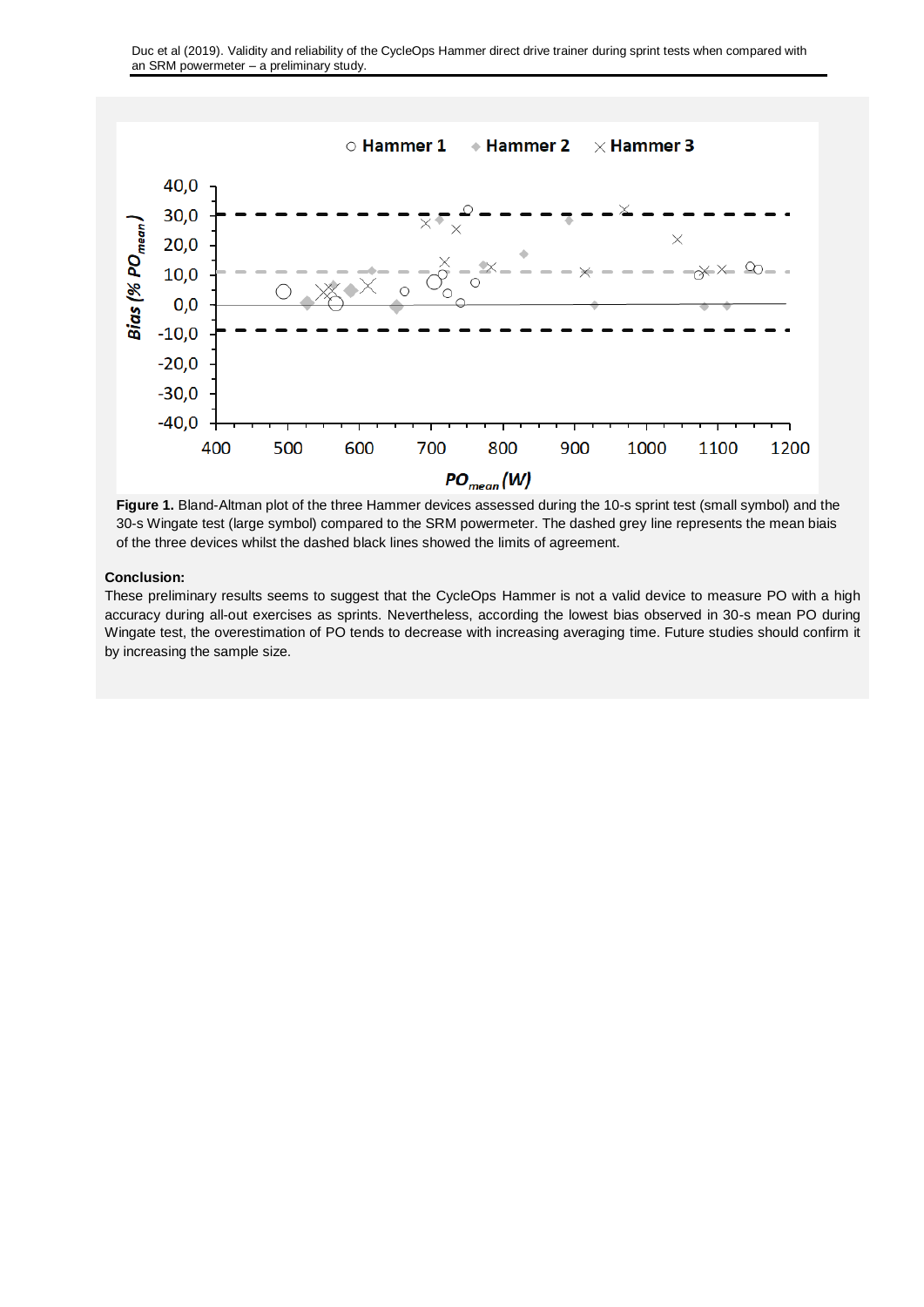Hammer 1 Hammer 2 Hammer 3

Bias (% $PO_{mean}$)

40,0
30,0
20,0
10,0
0,0
-10,0
-20,0
-30,0
-40,0

400 500 600 700 800 900 1000 1100 1200

$PO_{mean}$ (W)

**Figure 1.** Bland-Altman plot of the three Hammer devices assessed during the 10-s sprint test (small symbol) and the 30-s Wingate test (large symbol) compared to the SRM powermeter. The dashed grey line represents the mean biais of the three devices whilst the dashed black lines showed the limits of agreement.

**Conclusion:**

These preliminary results seems to suggest that the CycleOps Hammer is not a valid device to measure PO with a high accuracy during all-out exercises as sprints. Nevertheless, according the lowest bias observed in 30-s mean PO during Wingate test, the overestimation of PO tends to decrease with increasing averaging time. Future studies should confirm it by increasing the sample size.